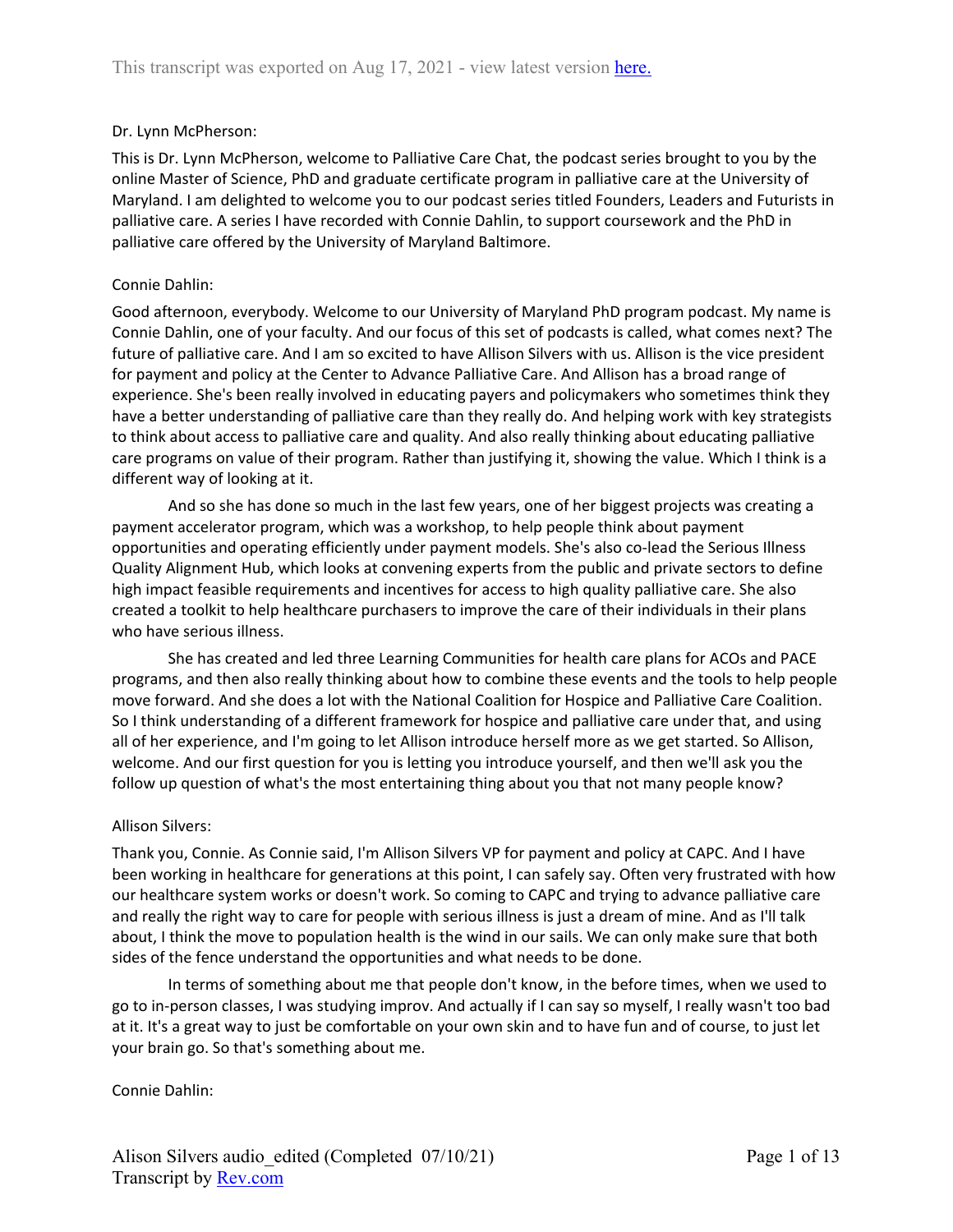Dr. Lynn McPherson:

This is Dr. Lynn McPherson, welcome to Palliative Care Chat, the podcast series brought to you by the online Master of Science, PhD and graduate certificate program in palliative care at the University of Maryland. I am delighted to welcome you to our podcast series titled Founders, Leaders and Futurists in palliative care. A series I have recorded with Connie Dahlin, to support coursework and the PhD in palliative care offered by the University of Maryland Baltimore.

Connie Dahlin:

Good afternoon, everybody. Welcome to our University of Maryland PhD program podcast. My name is Connie Dahlin, one of your faculty. And our focus of this set of podcasts is called, what comes next? The future of palliative care. And I am so excited to have Allison Silvers with us. Allison is the vice president for payment and policy at the Center to Advance Palliative Care. And Allison has a broad range of experience. She's been really involved in educating payers and policymakers who sometimes think they have a better understanding of palliative care than they really do. And helping work with key strategists to think about access to palliative care and quality. And also really thinking about educating palliative care programs on value of their program. Rather than justifying it, showing the value. Which I think is a different way of looking at it.

And so she has done so much in the last few years, one of her biggest projects was creating a payment accelerator program, which was a workshop, to help people think about payment opportunities and operating efficiently under payment models. She's also co-lead the Serious Illness Quality Alignment Hub, which looks at convening experts from the public and private sectors to define high impact feasible requirements and incentives for access to high quality palliative care. She also created a toolkit to help healthcare purchasers to improve the care of their individuals in their plans who have serious illness.

She has created and led three Learning Communities for health care plans for ACOs and PACE programs, and then also really thinking about how to combine these events and the tools to help people move forward. And she does a lot with the National Coalition for Hospice and Palliative Care Coalition. So I think understanding of a different framework for hospice and palliative care under that, and using all of her experience, and I'm going to let Allison introduce herself more as we get started. So Allison, welcome. And our first question for you is letting you introduce yourself, and then we'll ask you the follow up question of what's the most entertaining thing about you that not many people know?

Allison Silvers:

Thank you, Connie. As Connie said, I'm Allison Silvers VP for payment and policy at CAPC. And I have been working in healthcare for generations at this point, I can safely say. Often very frustrated with how our healthcare system works or doesn't work. So coming to CAPC and trying to advance palliative care and really the right way to care for people with serious illness is just a dream of mine. And as I'll talk about, I think the move to population health is the wind in our sails. We can only make sure that both sides of the fence understand the opportunities and what needs to be done.

In terms of something about me that people don't know, in the before times, when we used to go to in-person classes, I was studying improv. And actually if I can say so myself, I really wasn't too bad at it. It's a great way to just be comfortable on your own skin and to have fun and of course, to just let your brain go. So that's something about me.

Connie Dahlin: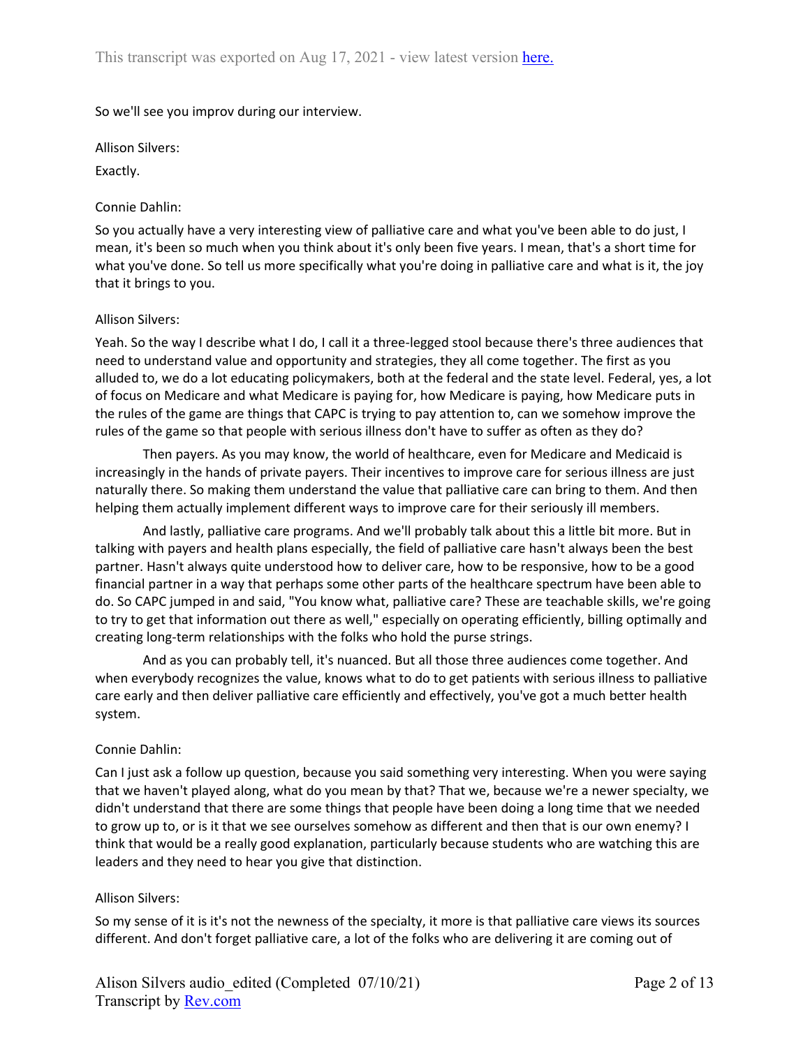So we'll see you improv during our interview.

Allison Silvers:

Exactly.

Connie Dahlin:

So you actually have a very interesting view of palliative care and what you've been able to do just, I mean, it's been so much when you think about it's only been five years. I mean, that's a short time for what you've done. So tell us more specifically what you're doing in palliative care and what is it, the joy that it brings to you.

Allison Silvers:

Yeah. So the way I describe what I do, I call it a three-legged stool because there's three audiences that need to understand value and opportunity and strategies, they all come together. The first as you alluded to, we do a lot educating policymakers, both at the federal and the state level. Federal, yes, a lot of focus on Medicare and what Medicare is paying for, how Medicare is paying, how Medicare puts in the rules of the game are things that CAPC is trying to pay attention to, can we somehow improve the rules of the game so that people with serious illness don't have to suffer as often as they do?

Then payers. As you may know, the world of healthcare, even for Medicare and Medicaid is increasingly in the hands of private payers. Their incentives to improve care for serious illness are just naturally there. So making them understand the value that palliative care can bring to them. And then helping them actually implement different ways to improve care for their seriously ill members.

And lastly, palliative care programs. And we'll probably talk about this a little bit more. But in talking with payers and health plans especially, the field of palliative care hasn't always been the best partner. Hasn't always quite understood how to deliver care, how to be responsive, how to be a good financial partner in a way that perhaps some other parts of the healthcare spectrum have been able to do. So CAPC jumped in and said, "You know what, palliative care? These are teachable skills, we're going to try to get that information out there as well," especially on operating efficiently, billing optimally and creating long-term relationships with the folks who hold the purse strings.

And as you can probably tell, it's nuanced. But all those three audiences come together. And when everybody recognizes the value, knows what to do to get patients with serious illness to palliative care early and then deliver palliative care efficiently and effectively, you've got a much better health system.

Connie Dahlin:

Can I just ask a follow up question, because you said something very interesting. When you were saying that we haven't played along, what do you mean by that? That we, because we're a newer specialty, we didn't understand that there are some things that people have been doing a long time that we needed to grow up to, or is it that we see ourselves somehow as different and then that is our own enemy? I think that would be a really good explanation, particularly because students who are watching this are leaders and they need to hear you give that distinction.

Allison Silvers:

So my sense of it is it's not the newness of the specialty, it more is that palliative care views its sources different. And don't forget palliative care, a lot of the folks who are delivering it are coming out of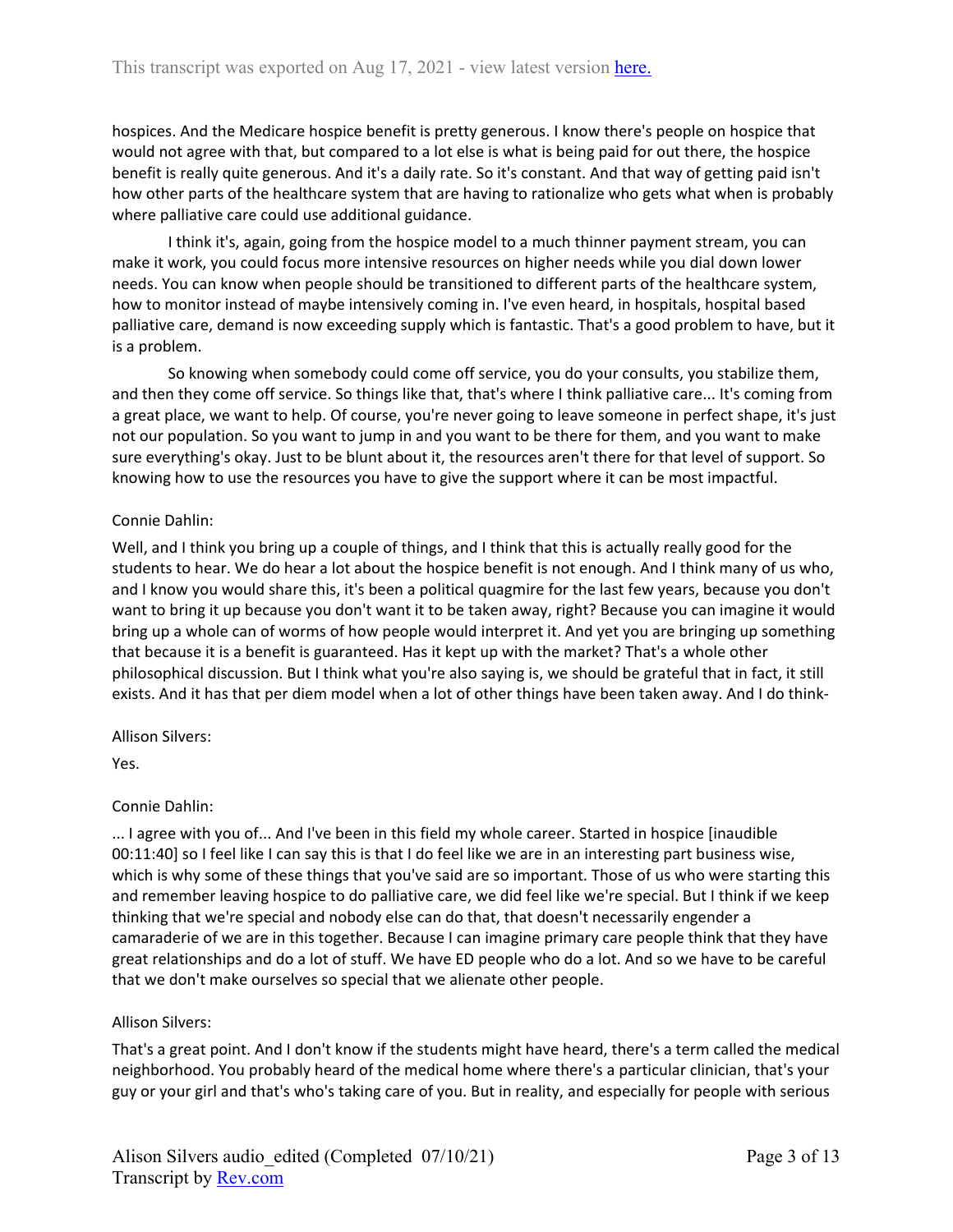hospices. And the Medicare hospice benefit is pretty generous. I know there's people on hospice that would not agree with that, but compared to a lot else is what is being paid for out there, the hospice benefit is really quite generous. And it's a daily rate. So it's constant. And that way of getting paid isn't how other parts of the healthcare system that are having to rationalize who gets what when is probably where palliative care could use additional guidance.

I think it's, again, going from the hospice model to a much thinner payment stream, you can make it work, you could focus more intensive resources on higher needs while you dial down lower needs. You can know when people should be transitioned to different parts of the healthcare system, how to monitor instead of maybe intensively coming in. I've even heard, in hospitals, hospital based palliative care, demand is now exceeding supply which is fantastic. That's a good problem to have, but it is a problem.

So knowing when somebody could come off service, you do your consults, you stabilize them, and then they come off service. So things like that, that's where I think palliative care... It's coming from a great place, we want to help. Of course, you're never going to leave someone in perfect shape, it's just not our population. So you want to jump in and you want to be there for them, and you want to make sure everything's okay. Just to be blunt about it, the resources aren't there for that level of support. So knowing how to use the resources you have to give the support where it can be most impactful.

Connie Dahlin:

Well, and I think you bring up a couple of things, and I think that this is actually really good for the students to hear. We do hear a lot about the hospice benefit is not enough. And I think many of us who, and I know you would share this, it's been a political quagmire for the last few years, because you don't want to bring it up because you don't want it to be taken away, right? Because you can imagine it would bring up a whole can of worms of how people would interpret it. And yet you are bringing up something that because it is a benefit is guaranteed. Has it kept up with the market? That's a whole other philosophical discussion. But I think what you're also saying is, we should be grateful that in fact, it still exists. And it has that per diem model when a lot of other things have been taken away. And I do think-

Allison Silvers:

Yes.

Connie Dahlin:

... I agree with you of... And I've been in this field my whole career. Started in hospice [inaudible 00:11:40] so I feel like I can say this is that I do feel like we are in an interesting part business wise, which is why some of these things that you've said are so important. Those of us who were starting this and remember leaving hospice to do palliative care, we did feel like we're special. But I think if we keep thinking that we're special and nobody else can do that, that doesn't necessarily engender a camaraderie of we are in this together. Because I can imagine primary care people think that they have great relationships and do a lot of stuff. We have ED people who do a lot. And so we have to be careful that we don't make ourselves so special that we alienate other people.

Allison Silvers:

That's a great point. And I don't know if the students might have heard, there's a term called the medical neighborhood. You probably heard of the medical home where there's a particular clinician, that's your guy or your girl and that's who's taking care of you. But in reality, and especially for people with serious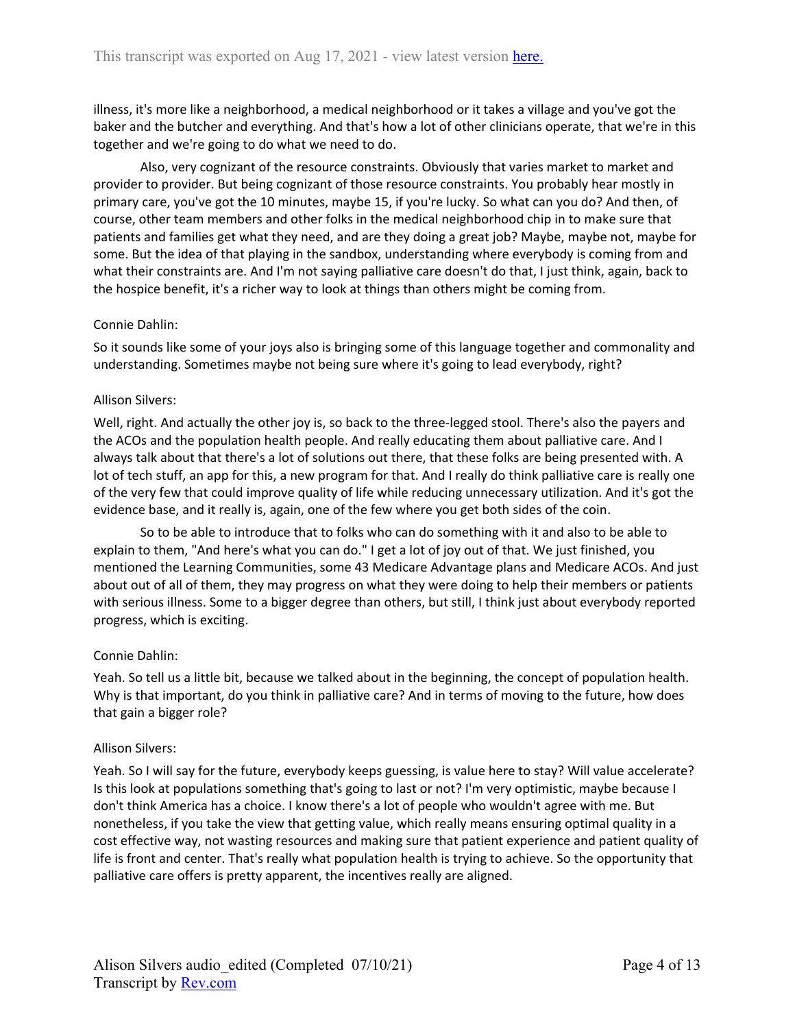illness, it's more like a neighborhood, a medical neighborhood or it takes a village and you've got the baker and the butcher and everything. And that's how a lot of other clinicians operate, that we're in this together and we're going to do what we need to do.

Also, very cognizant of the resource constraints. Obviously that varies market to market and provider to provider. But being cognizant of those resource constraints. You probably hear mostly in primary care, you've got the 10 minutes, maybe 15, if you're lucky. So what can you do? And then, of course, other team members and other folks in the medical neighborhood chip in to make sure that patients and families get what they need, and are they doing a great job? Maybe, maybe not, maybe for some. But the idea of that playing in the sandbox, understanding where everybody is coming from and what their constraints are. And I'm not saying palliative care doesn't do that, I just think, again, back to the hospice benefit, it's a richer way to look at things than others might be coming from.

Connie Dahlin:

So it sounds like some of your joys also is bringing some of this language together and commonality and understanding. Sometimes maybe not being sure where it's going to lead everybody, right?

Allison Silvers:

Well, right. And actually the other joy is, so back to the three-legged stool. There's also the payers and the ACOs and the population health people. And really educating them about palliative care. And I always talk about that there's a lot of solutions out there, that these folks are being presented with. A lot of tech stuff, an app for this, a new program for that. And I really do think palliative care is really one of the very few that could improve quality of life while reducing unnecessary utilization. And it's got the evidence base, and it really is, again, one of the few where you get both sides of the coin.

So to be able to introduce that to folks who can do something with it and also to be able to explain to them, "And here's what you can do." I get a lot of joy out of that. We just finished, you mentioned the Learning Communities, some 43 Medicare Advantage plans and Medicare ACOs. And just about out of all of them, they may progress on what they were doing to help their members or patients with serious illness. Some to a bigger degree than others, but still, I think just about everybody reported progress, which is exciting.

Connie Dahlin:

Yeah. So tell us a little bit, because we talked about in the beginning, the concept of population health. Why is that important, do you think in palliative care? And in terms of moving to the future, how does that gain a bigger role?

Allison Silvers:

Yeah. So I will say for the future, everybody keeps guessing, is value here to stay? Will value accelerate? Is this look at populations something that's going to last or not? I'm very optimistic, maybe because I don't think America has a choice. I know there's a lot of people who wouldn't agree with me. But nonetheless, if you take the view that getting value, which really means ensuring optimal quality in a cost effective way, not wasting resources and making sure that patient experience and patient quality of life is front and center. That's really what population health is trying to achieve. So the opportunity that palliative care offers is pretty apparent, the incentives really are aligned.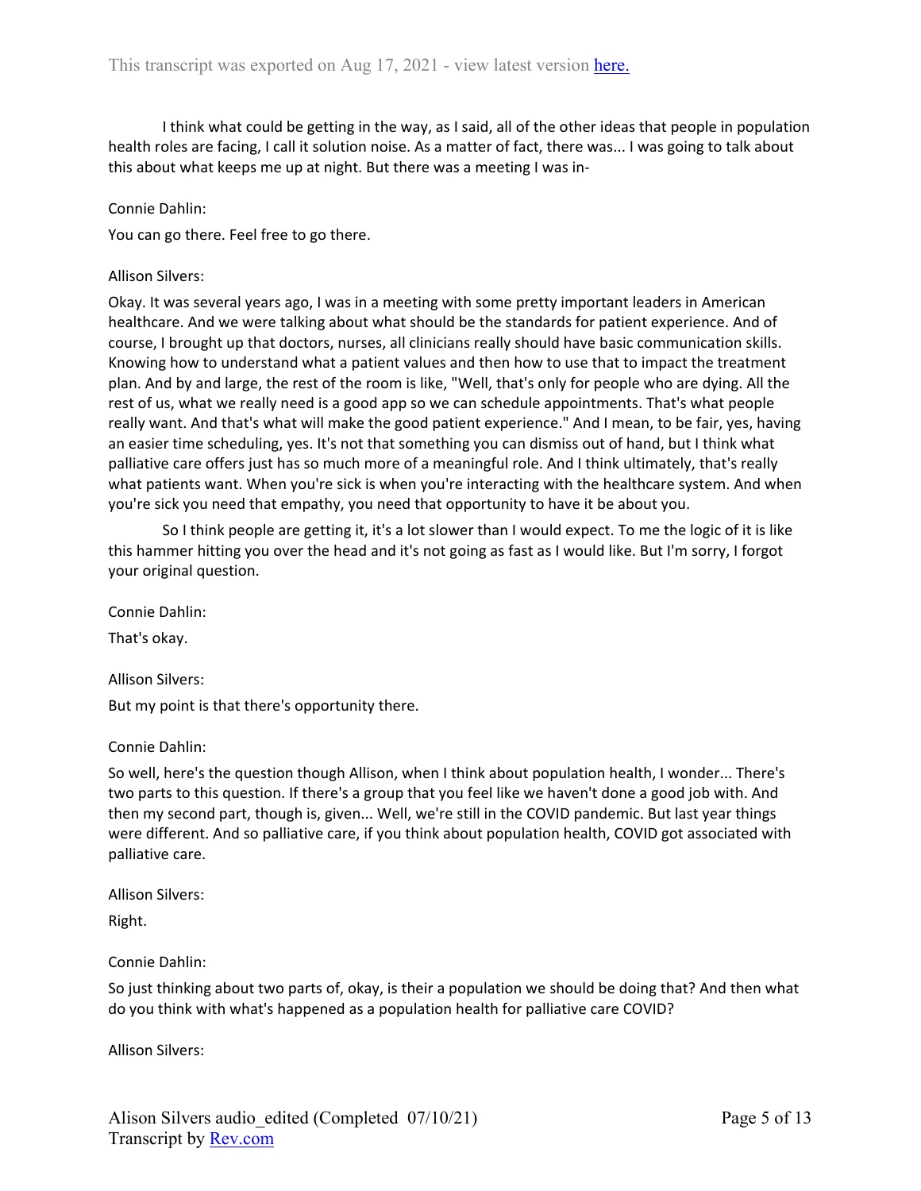I think what could be getting in the way, as I said, all of the other ideas that people in population health roles are facing, I call it solution noise. As a matter of fact, there was... I was going to talk about this about what keeps me up at night. But there was a meeting I was in-

Connie Dahlin:

You can go there. Feel free to go there.

Allison Silvers:

Okay. It was several years ago, I was in a meeting with some pretty important leaders in American healthcare. And we were talking about what should be the standards for patient experience. And of course, I brought up that doctors, nurses, all clinicians really should have basic communication skills. Knowing how to understand what a patient values and then how to use that to impact the treatment plan. And by and large, the rest of the room is like, "Well, that's only for people who are dying. All the rest of us, what we really need is a good app so we can schedule appointments. That's what people really want. And that's what will make the good patient experience." And I mean, to be fair, yes, having an easier time scheduling, yes. It's not that something you can dismiss out of hand, but I think what palliative care offers just has so much more of a meaningful role. And I think ultimately, that's really what patients want. When you're sick is when you're interacting with the healthcare system. And when you're sick you need that empathy, you need that opportunity to have it be about you.

So I think people are getting it, it's a lot slower than I would expect. To me the logic of it is like this hammer hitting you over the head and it's not going as fast as I would like. But I'm sorry, I forgot your original question.

Connie Dahlin:

That's okay.

Allison Silvers:

But my point is that there's opportunity there.

Connie Dahlin:

So well, here's the question though Allison, when I think about population health, I wonder... There's two parts to this question. If there's a group that you feel like we haven't done a good job with. And then my second part, though is, given... Well, we're still in the COVID pandemic. But last year things were different. And so palliative care, if you think about population health, COVID got associated with palliative care.

Allison Silvers:

Right.

Connie Dahlin:

So just thinking about two parts of, okay, is their a population we should be doing that? And then what do you think with what's happened as a population health for palliative care COVID?

Allison Silvers: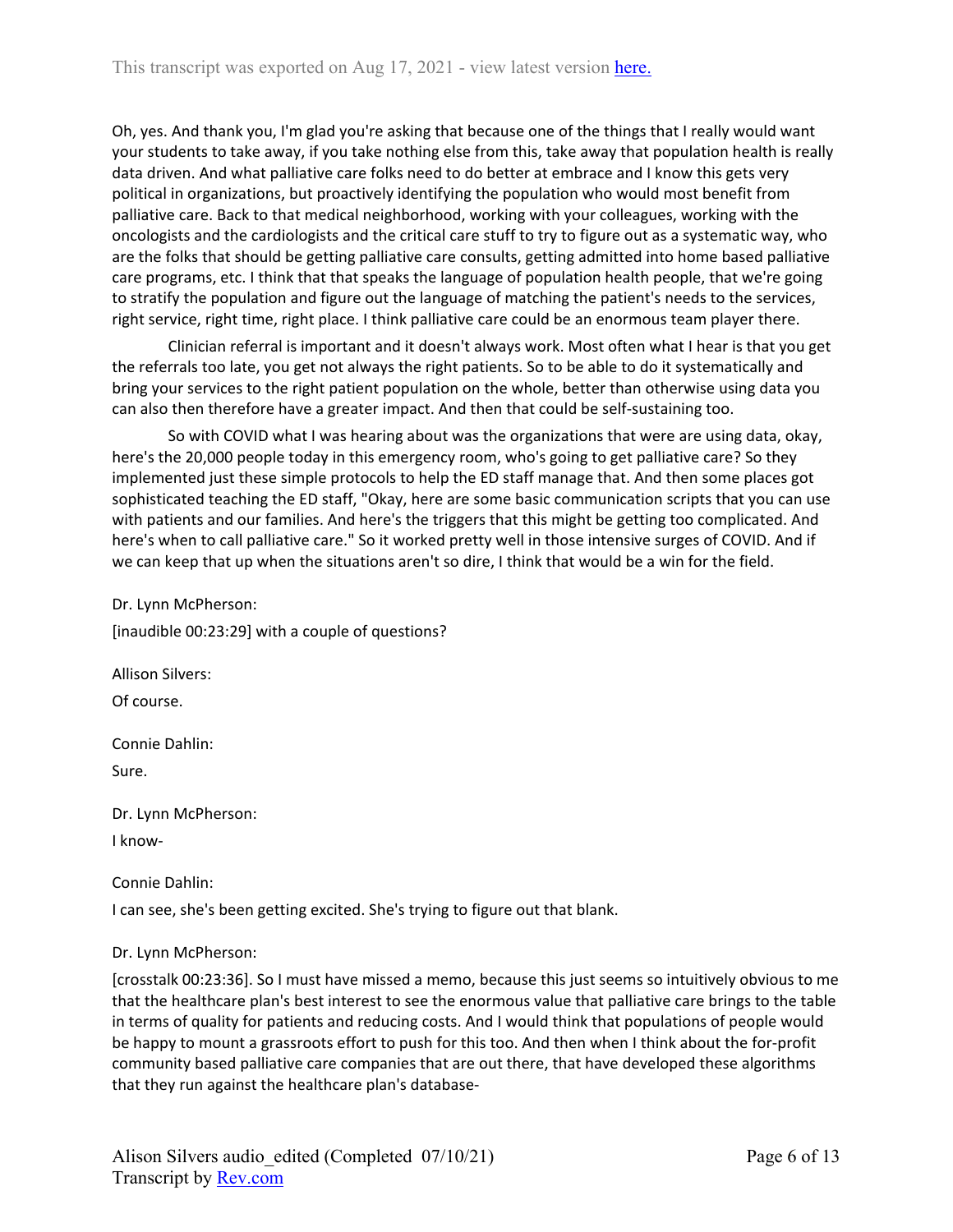Oh, yes. And thank you, I'm glad you're asking that because one of the things that I really would want your students to take away, if you take nothing else from this, take away that population health is really data driven. And what palliative care folks need to do better at embrace and I know this gets very political in organizations, but proactively identifying the population who would most benefit from palliative care. Back to that medical neighborhood, working with your colleagues, working with the oncologists and the cardiologists and the critical care stuff to try to figure out as a systematic way, who are the folks that should be getting palliative care consults, getting admitted into home based palliative care programs, etc. I think that that speaks the language of population health people, that we're going to stratify the population and figure out the language of matching the patient's needs to the services, right service, right time, right place. I think palliative care could be an enormous team player there.

Clinician referral is important and it doesn't always work. Most often what I hear is that you get the referrals too late, you get not always the right patients. So to be able to do it systematically and bring your services to the right patient population on the whole, better than otherwise using data you can also then therefore have a greater impact. And then that could be self-sustaining too.

So with COVID what I was hearing about was the organizations that were are using data, okay, here's the 20,000 people today in this emergency room, who's going to get palliative care? So they implemented just these simple protocols to help the ED staff manage that. And then some places got sophisticated teaching the ED staff, "Okay, here are some basic communication scripts that you can use with patients and our families. And here's the triggers that this might be getting too complicated. And here's when to call palliative care." So it worked pretty well in those intensive surges of COVID. And if we can keep that up when the situations aren't so dire, I think that would be a win for the field.

Dr. Lynn McPherson:

[inaudible 00:23:29] with a couple of questions?

Allison Silvers:

Of course.

Connie Dahlin:

Sure.

Dr. Lynn McPherson:

I know-

Connie Dahlin:

I can see, she's been getting excited. She's trying to figure out that blank.

Dr. Lynn McPherson:

[crosstalk 00:23:36]. So I must have missed a memo, because this just seems so intuitively obvious to me that the healthcare plan's best interest to see the enormous value that palliative care brings to the table in terms of quality for patients and reducing costs. And I would think that populations of people would be happy to mount a grassroots effort to push for this too. And then when I think about the for-profit community based palliative care companies that are out there, that have developed these algorithms that they run against the healthcare plan's database-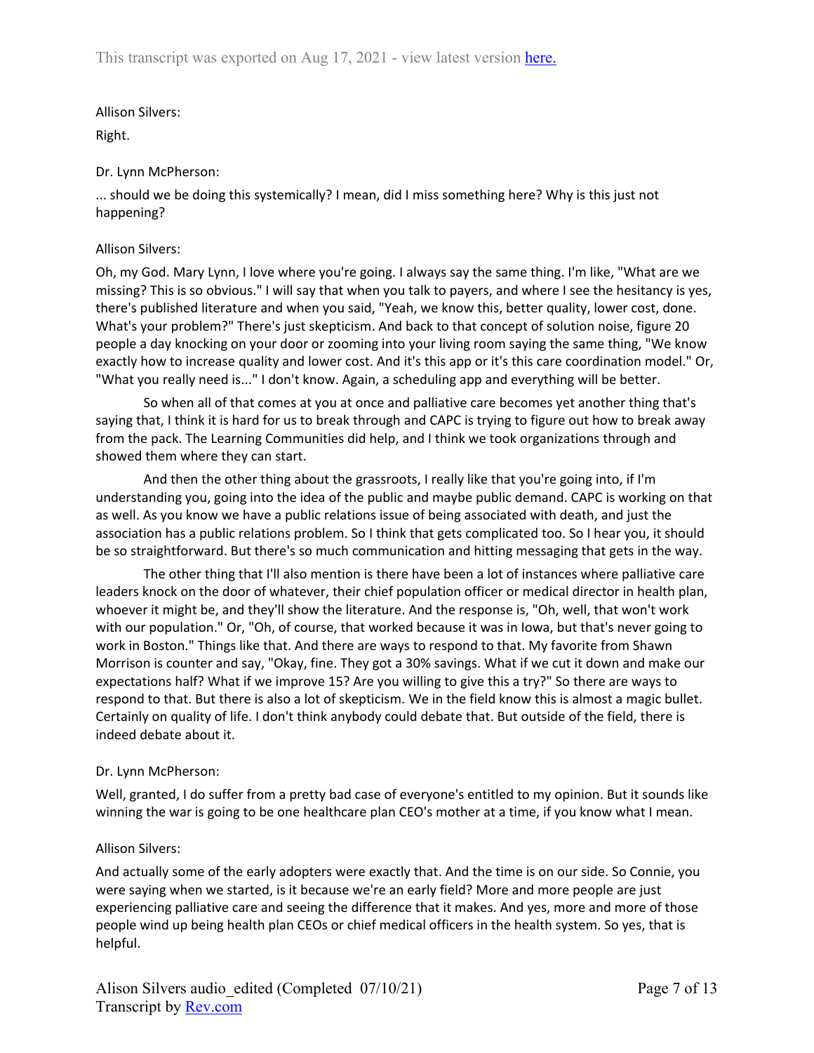Allison Silvers:

Right.

Dr. Lynn McPherson:

... should we be doing this systemically? I mean, did I miss something here? Why is this just not happening?

Allison Silvers:

Oh, my God. Mary Lynn, I love where you're going. I always say the same thing. I'm like, "What are we missing? This is so obvious." I will say that when you talk to payers, and where I see the hesitancy is yes, there's published literature and when you said, "Yeah, we know this, better quality, lower cost, done. What's your problem?" There's just skepticism. And back to that concept of solution noise, figure 20 people a day knocking on your door or zooming into your living room saying the same thing, "We know exactly how to increase quality and lower cost. And it's this app or it's this care coordination model." Or, "What you really need is..." I don't know. Again, a scheduling app and everything will be better.

So when all of that comes at you at once and palliative care becomes yet another thing that's saying that, I think it is hard for us to break through and CAPC is trying to figure out how to break away from the pack. The Learning Communities did help, and I think we took organizations through and showed them where they can start.

And then the other thing about the grassroots, I really like that you're going into, if I'm understanding you, going into the idea of the public and maybe public demand. CAPC is working on that as well. As you know we have a public relations issue of being associated with death, and just the association has a public relations problem. So I think that gets complicated too. So I hear you, it should be so straightforward. But there's so much communication and hitting messaging that gets in the way.

The other thing that I'll also mention is there have been a lot of instances where palliative care leaders knock on the door of whatever, their chief population officer or medical director in health plan, whoever it might be, and they'll show the literature. And the response is, "Oh, well, that won't work with our population." Or, "Oh, of course, that worked because it was in Iowa, but that's never going to work in Boston." Things like that. And there are ways to respond to that. My favorite from Shawn Morrison is counter and say, "Okay, fine. They got a 30% savings. What if we cut it down and make our expectations half? What if we improve 15? Are you willing to give this a try?" So there are ways to respond to that. But there is also a lot of skepticism. We in the field know this is almost a magic bullet. Certainly on quality of life. I don't think anybody could debate that. But outside of the field, there is indeed debate about it.

Dr. Lynn McPherson:

Well, granted, I do suffer from a pretty bad case of everyone's entitled to my opinion. But it sounds like winning the war is going to be one healthcare plan CEO's mother at a time, if you know what I mean.

Allison Silvers:

And actually some of the early adopters were exactly that. And the time is on our side. So Connie, you were saying when we started, is it because we're an early field? More and more people are just experiencing palliative care and seeing the difference that it makes. And yes, more and more of those people wind up being health plan CEOs or chief medical officers in the health system. So yes, that is helpful.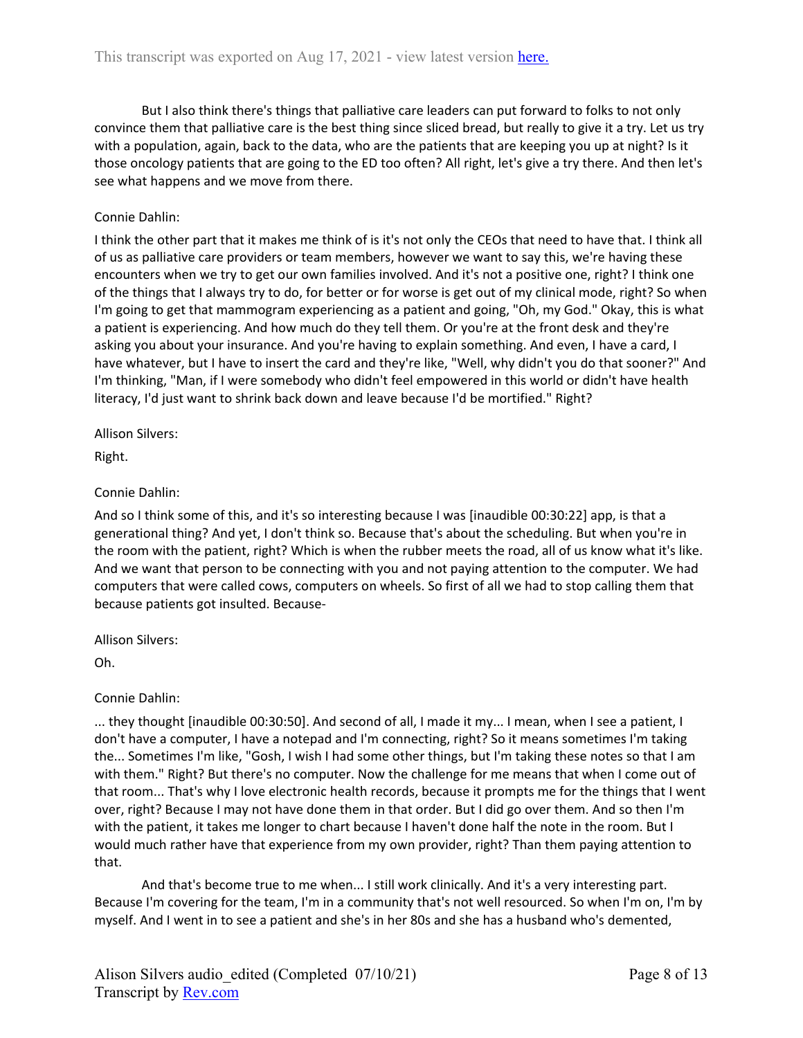But I also think there's things that palliative care leaders can put forward to folks to not only convince them that palliative care is the best thing since sliced bread, but really to give it a try. Let us try with a population, again, back to the data, who are the patients that are keeping you up at night? Is it those oncology patients that are going to the ED too often? All right, let's give a try there. And then let's see what happens and we move from there.

Connie Dahlin:

I think the other part that it makes me think of is it's not only the CEOs that need to have that. I think all of us as palliative care providers or team members, however we want to say this, we're having these encounters when we try to get our own families involved. And it's not a positive one, right? I think one of the things that I always try to do, for better or for worse is get out of my clinical mode, right? So when I'm going to get that mammogram experiencing as a patient and going, "Oh, my God." Okay, this is what a patient is experiencing. And how much do they tell them. Or you're at the front desk and they're asking you about your insurance. And you're having to explain something. And even, I have a card, I have whatever, but I have to insert the card and they're like, "Well, why didn't you do that sooner?" And I'm thinking, "Man, if I were somebody who didn't feel empowered in this world or didn't have health literacy, I'd just want to shrink back down and leave because I'd be mortified." Right?

Allison Silvers:

Right.

Connie Dahlin:

And so I think some of this, and it's so interesting because I was [inaudible 00:30:22] app, is that a generational thing? And yet, I don't think so. Because that's about the scheduling. But when you're in the room with the patient, right? Which is when the rubber meets the road, all of us know what it's like. And we want that person to be connecting with you and not paying attention to the computer. We had computers that were called cows, computers on wheels. So first of all we had to stop calling them that because patients got insulted. Because-

Allison Silvers:

Oh.

Connie Dahlin:

... they thought [inaudible 00:30:50]. And second of all, I made it my... I mean, when I see a patient, I don't have a computer, I have a notepad and I'm connecting, right? So it means sometimes I'm taking the... Sometimes I'm like, "Gosh, I wish I had some other things, but I'm taking these notes so that I am with them." Right? But there's no computer. Now the challenge for me means that when I come out of that room... That's why I love electronic health records, because it prompts me for the things that I went over, right? Because I may not have done them in that order. But I did go over them. And so then I'm with the patient, it takes me longer to chart because I haven't done half the note in the room. But I would much rather have that experience from my own provider, right? Than them paying attention to that.

And that's become true to me when... I still work clinically. And it's a very interesting part. Because I'm covering for the team, I'm in a community that's not well resourced. So when I'm on, I'm by myself. And I went in to see a patient and she's in her 80s and she has a husband who's demented,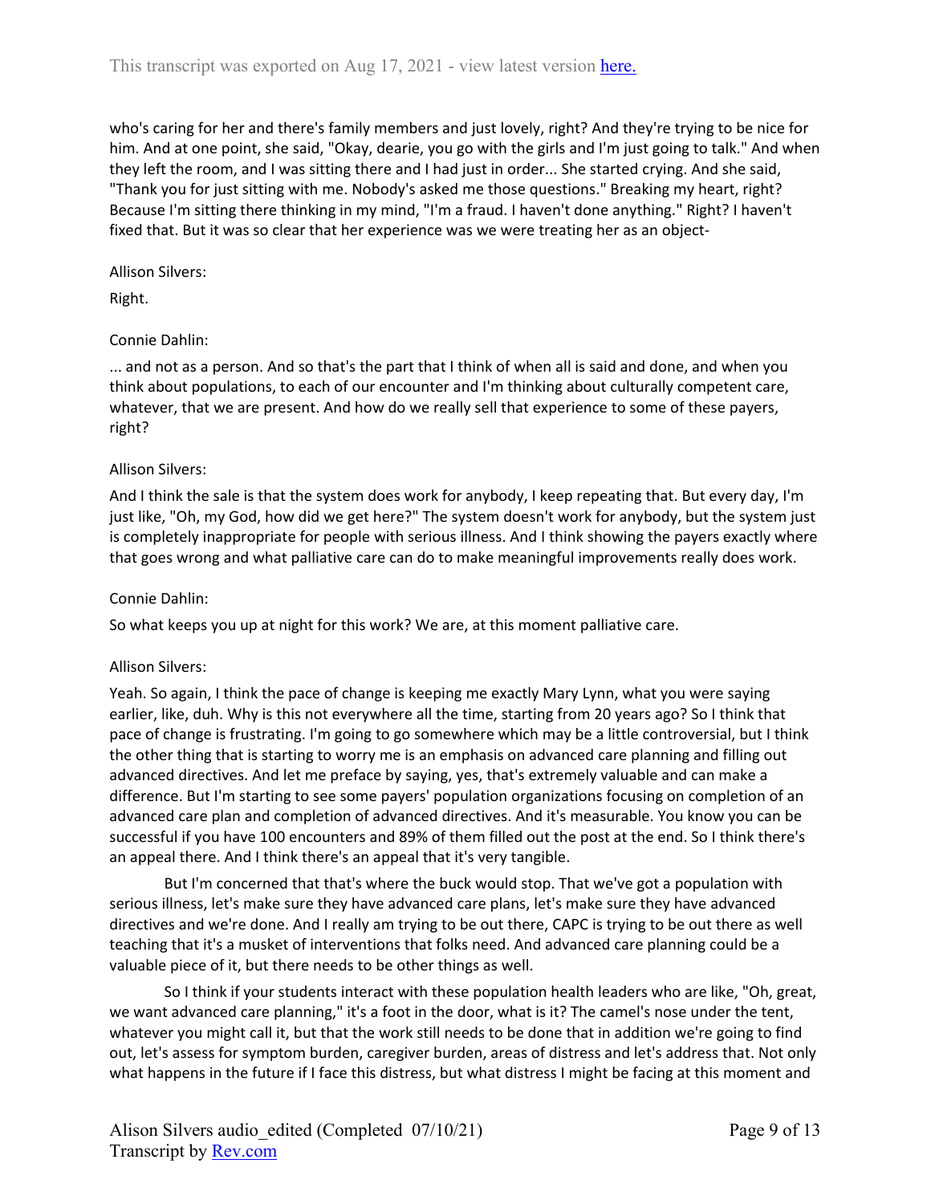who's caring for her and there's family members and just lovely, right? And they're trying to be nice for him. And at one point, she said, "Okay, dearie, you go with the girls and I'm just going to talk." And when they left the room, and I was sitting there and I had just in order... She started crying. And she said, "Thank you for just sitting with me. Nobody's asked me those questions." Breaking my heart, right? Because I'm sitting there thinking in my mind, "I'm a fraud. I haven't done anything." Right? I haven't fixed that. But it was so clear that her experience was we were treating her as an object-

Allison Silvers:

Right.

Connie Dahlin:

... and not as a person. And so that's the part that I think of when all is said and done, and when you think about populations, to each of our encounter and I'm thinking about culturally competent care, whatever, that we are present. And how do we really sell that experience to some of these payers, right?

Allison Silvers:

And I think the sale is that the system does work for anybody, I keep repeating that. But every day, I'm just like, "Oh, my God, how did we get here?" The system doesn't work for anybody, but the system just is completely inappropriate for people with serious illness. And I think showing the payers exactly where that goes wrong and what palliative care can do to make meaningful improvements really does work.

Connie Dahlin:

So what keeps you up at night for this work? We are, at this moment palliative care.

Allison Silvers:

Yeah. So again, I think the pace of change is keeping me exactly Mary Lynn, what you were saying earlier, like, duh. Why is this not everywhere all the time, starting from 20 years ago? So I think that pace of change is frustrating. I'm going to go somewhere which may be a little controversial, but I think the other thing that is starting to worry me is an emphasis on advanced care planning and filling out advanced directives. And let me preface by saying, yes, that's extremely valuable and can make a difference. But I'm starting to see some payers' population organizations focusing on completion of an advanced care plan and completion of advanced directives. And it's measurable. You know you can be successful if you have 100 encounters and 89% of them filled out the post at the end. So I think there's an appeal there. And I think there's an appeal that it's very tangible.

But I'm concerned that that's where the buck would stop. That we've got a population with serious illness, let's make sure they have advanced care plans, let's make sure they have advanced directives and we're done. And I really am trying to be out there, CAPC is trying to be out there as well teaching that it's a musket of interventions that folks need. And advanced care planning could be a valuable piece of it, but there needs to be other things as well.

So I think if your students interact with these population health leaders who are like, "Oh, great, we want advanced care planning," it's a foot in the door, what is it? The camel's nose under the tent, whatever you might call it, but that the work still needs to be done that in addition we're going to find out, let's assess for symptom burden, caregiver burden, areas of distress and let's address that. Not only what happens in the future if I face this distress, but what distress I might be facing at this moment and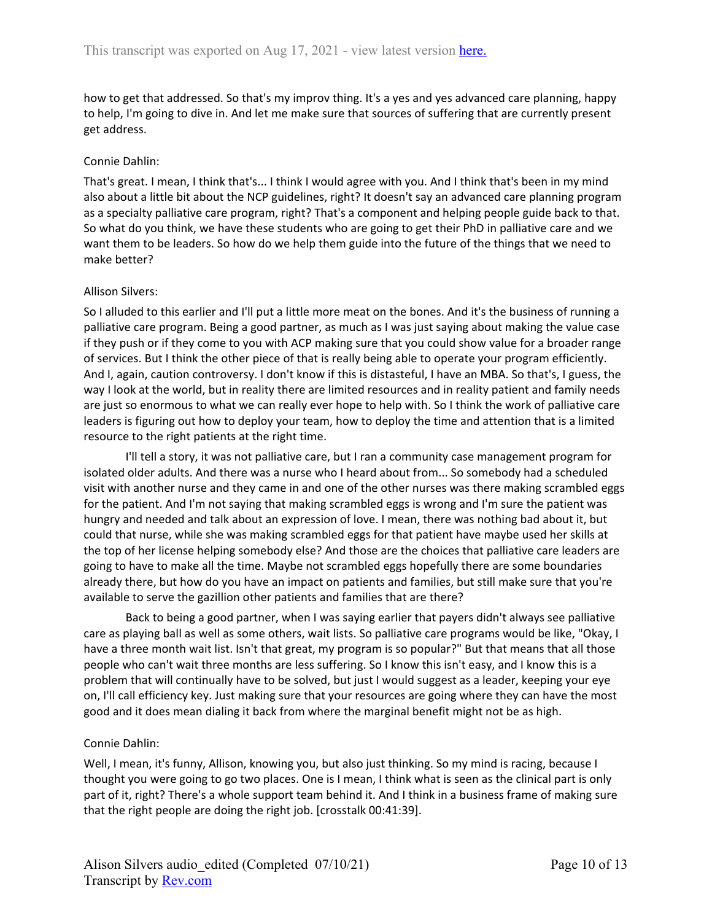how to get that addressed. So that's my improv thing. It's a yes and yes advanced care planning, happy to help, I'm going to dive in. And let me make sure that sources of suffering that are currently present get address.

Connie Dahlin:

That's great. I mean, I think that's... I think I would agree with you. And I think that's been in my mind also about a little bit about the NCP guidelines, right? It doesn't say an advanced care planning program as a specialty palliative care program, right? That's a component and helping people guide back to that. So what do you think, we have these students who are going to get their PhD in palliative care and we want them to be leaders. So how do we help them guide into the future of the things that we need to make better?

Allison Silvers:

So I alluded to this earlier and I'll put a little more meat on the bones. And it's the business of running a palliative care program. Being a good partner, as much as I was just saying about making the value case if they push or if they come to you with ACP making sure that you could show value for a broader range of services. But I think the other piece of that is really being able to operate your program efficiently. And I, again, caution controversy. I don't know if this is distasteful, I have an MBA. So that's, I guess, the way I look at the world, but in reality there are limited resources and in reality patient and family needs are just so enormous to what we can really ever hope to help with. So I think the work of palliative care leaders is figuring out how to deploy your team, how to deploy the time and attention that is a limited resource to the right patients at the right time.

I'll tell a story, it was not palliative care, but I ran a community case management program for isolated older adults. And there was a nurse who I heard about from... So somebody had a scheduled visit with another nurse and they came in and one of the other nurses was there making scrambled eggs for the patient. And I'm not saying that making scrambled eggs is wrong and I'm sure the patient was hungry and needed and talk about an expression of love. I mean, there was nothing bad about it, but could that nurse, while she was making scrambled eggs for that patient have maybe used her skills at the top of her license helping somebody else? And those are the choices that palliative care leaders are going to have to make all the time. Maybe not scrambled eggs hopefully there are some boundaries already there, but how do you have an impact on patients and families, but still make sure that you're available to serve the gazillion other patients and families that are there?

Back to being a good partner, when I was saying earlier that payers didn't always see palliative care as playing ball as well as some others, wait lists. So palliative care programs would be like, "Okay, I have a three month wait list. Isn't that great, my program is so popular?" But that means that all those people who can't wait three months are less suffering. So I know this isn't easy, and I know this is a problem that will continually have to be solved, but just I would suggest as a leader, keeping your eye on, I'll call efficiency key. Just making sure that your resources are going where they can have the most good and it does mean dialing it back from where the marginal benefit might not be as high.

Connie Dahlin:

Well, I mean, it's funny, Allison, knowing you, but also just thinking. So my mind is racing, because I thought you were going to go two places. One is I mean, I think what is seen as the clinical part is only part of it, right? There's a whole support team behind it. And I think in a business frame of making sure that the right people are doing the right job. [crosstalk 00:41:39].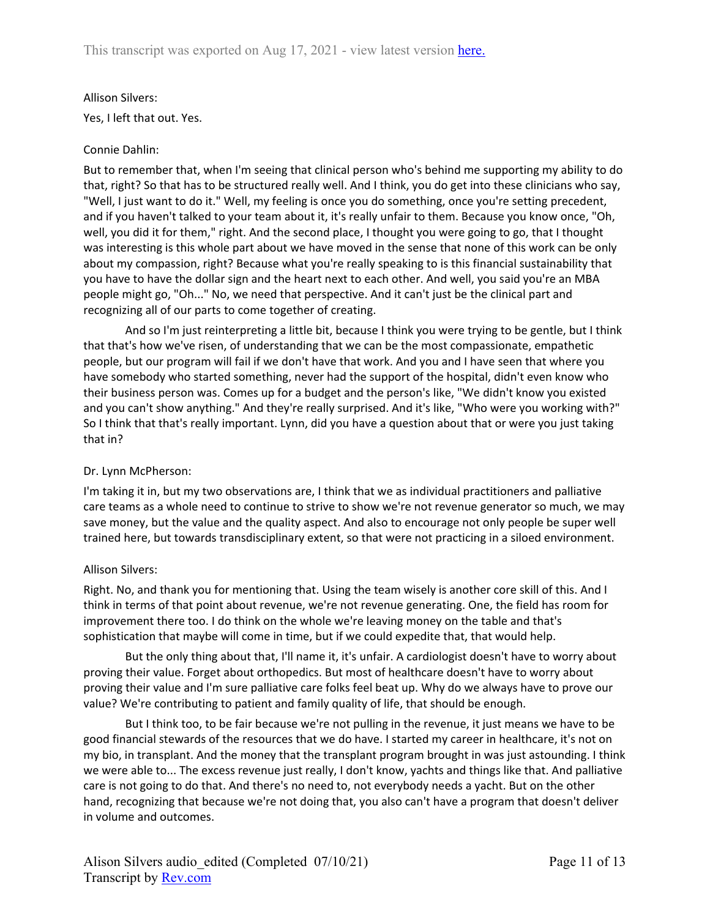Allison Silvers:

Yes, I left that out. Yes.

Connie Dahlin:

But to remember that, when I'm seeing that clinical person who's behind me supporting my ability to do that, right? So that has to be structured really well. And I think, you do get into these clinicians who say, "Well, I just want to do it." Well, my feeling is once you do something, once you're setting precedent, and if you haven't talked to your team about it, it's really unfair to them. Because you know once, "Oh, well, you did it for them," right. And the second place, I thought you were going to go, that I thought was interesting is this whole part about we have moved in the sense that none of this work can be only about my compassion, right? Because what you're really speaking to is this financial sustainability that you have to have the dollar sign and the heart next to each other. And well, you said you're an MBA people might go, "Oh..." No, we need that perspective. And it can't just be the clinical part and recognizing all of our parts to come together of creating.

And so I'm just reinterpreting a little bit, because I think you were trying to be gentle, but I think that that's how we've risen, of understanding that we can be the most compassionate, empathetic people, but our program will fail if we don't have that work. And you and I have seen that where you have somebody who started something, never had the support of the hospital, didn't even know who their business person was. Comes up for a budget and the person's like, "We didn't know you existed and you can't show anything." And they're really surprised. And it's like, "Who were you working with?" So I think that that's really important. Lynn, did you have a question about that or were you just taking that in?

Dr. Lynn McPherson:

I'm taking it in, but my two observations are, I think that we as individual practitioners and palliative care teams as a whole need to continue to strive to show we're not revenue generator so much, we may save money, but the value and the quality aspect. And also to encourage not only people be super well trained here, but towards transdisciplinary extent, so that were not practicing in a siloed environment.

Allison Silvers:

Right. No, and thank you for mentioning that. Using the team wisely is another core skill of this. And I think in terms of that point about revenue, we're not revenue generating. One, the field has room for improvement there too. I do think on the whole we're leaving money on the table and that's sophistication that maybe will come in time, but if we could expedite that, that would help.

But the only thing about that, I'll name it, it's unfair. A cardiologist doesn't have to worry about proving their value. Forget about orthopedics. But most of healthcare doesn't have to worry about proving their value and I'm sure palliative care folks feel beat up. Why do we always have to prove our value? We're contributing to patient and family quality of life, that should be enough.

But I think too, to be fair because we're not pulling in the revenue, it just means we have to be good financial stewards of the resources that we do have. I started my career in healthcare, it's not on my bio, in transplant. And the money that the transplant program brought in was just astounding. I think we were able to... The excess revenue just really, I don't know, yachts and things like that. And palliative care is not going to do that. And there's no need to, not everybody needs a yacht. But on the other hand, recognizing that because we're not doing that, you also can't have a program that doesn't deliver in volume and outcomes.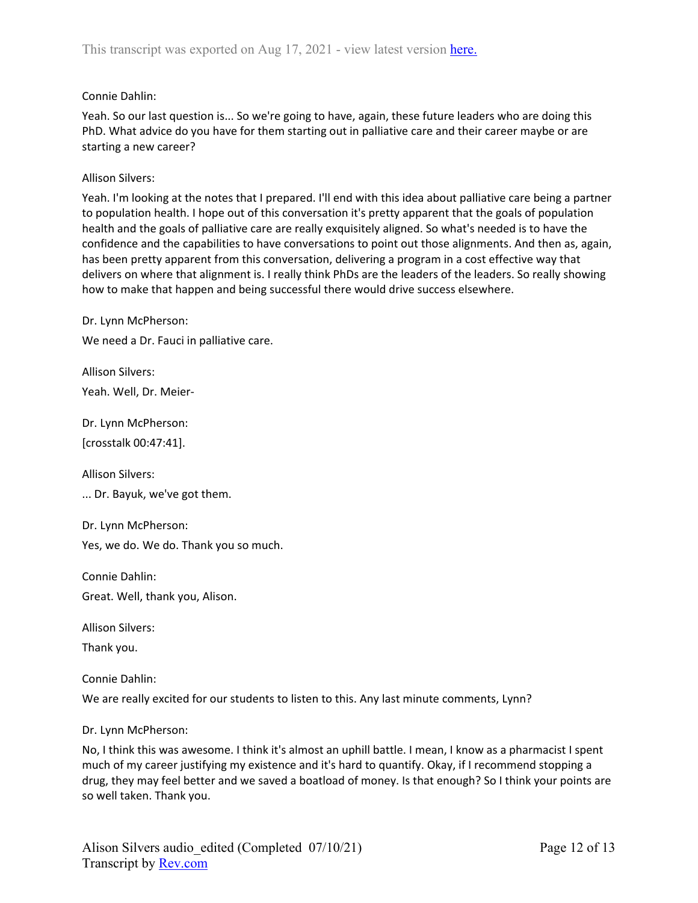Connie Dahlin:

Yeah. So our last question is... So we're going to have, again, these future leaders who are doing this PhD. What advice do you have for them starting out in palliative care and their career maybe or are starting a new career?

Allison Silvers:

Yeah. I'm looking at the notes that I prepared. I'll end with this idea about palliative care being a partner to population health. I hope out of this conversation it's pretty apparent that the goals of population health and the goals of palliative care are really exquisitely aligned. So what's needed is to have the confidence and the capabilities to have conversations to point out those alignments. And then as, again, has been pretty apparent from this conversation, delivering a program in a cost effective way that delivers on where that alignment is. I really think PhDs are the leaders of the leaders. So really showing how to make that happen and being successful there would drive success elsewhere.

Dr. Lynn McPherson:

We need a Dr. Fauci in palliative care.

Allison Silvers:

Yeah. Well, Dr. Meier-

Dr. Lynn McPherson:

[crosstalk 00:47:41].

Allison Silvers:

... Dr. Bayuk, we've got them.

Dr. Lynn McPherson:

Yes, we do. We do. Thank you so much.

Connie Dahlin:

Great. Well, thank you, Alison.

Allison Silvers:

Thank you.

Connie Dahlin:

We are really excited for our students to listen to this. Any last minute comments, Lynn?

Dr. Lynn McPherson:

No, I think this was awesome. I think it's almost an uphill battle. I mean, I know as a pharmacist I spent much of my career justifying my existence and it's hard to quantify. Okay, if I recommend stopping a drug, they may feel better and we saved a boatload of money. Is that enough? So I think your points are so well taken. Thank you.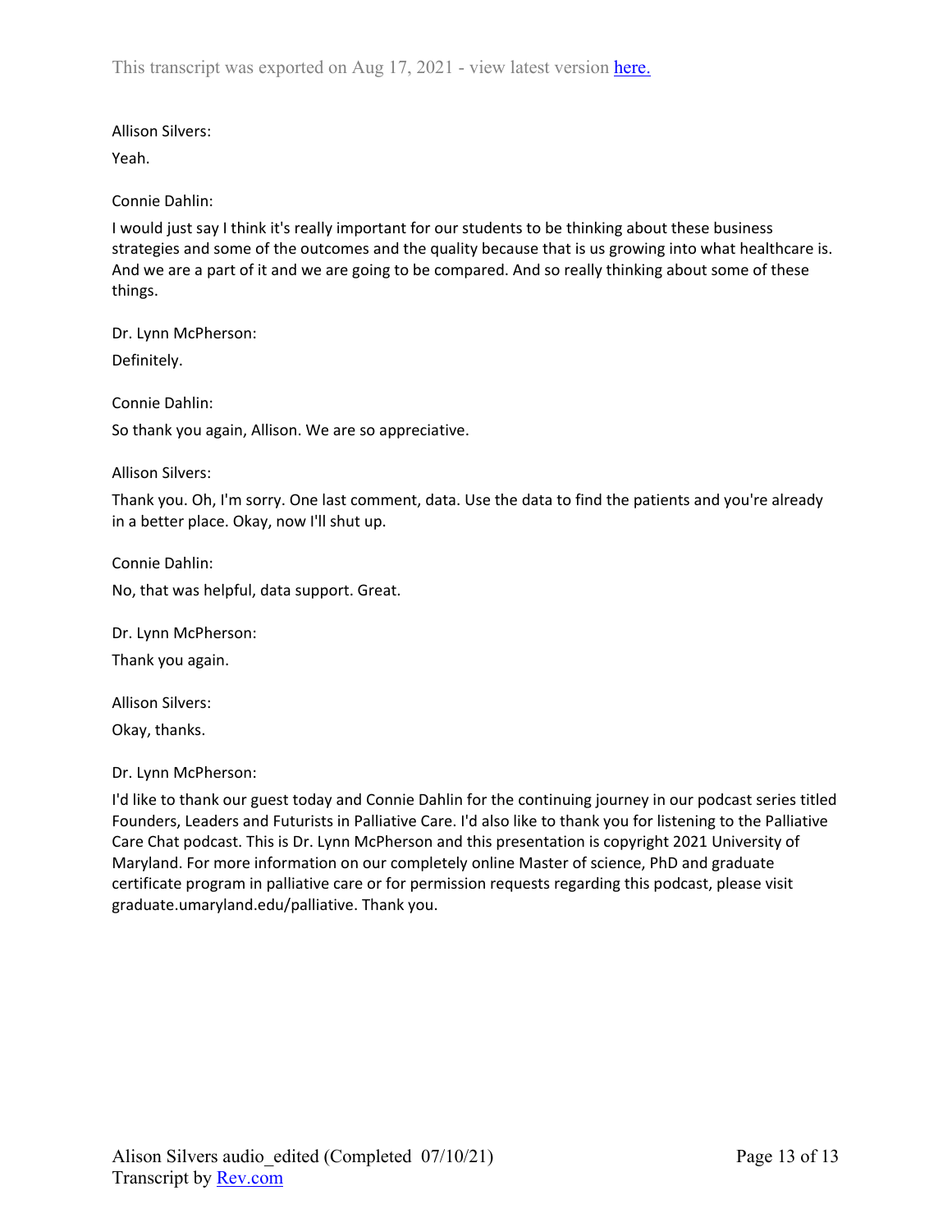Allison Silvers:

Yeah.

Connie Dahlin:

I would just say I think it's really important for our students to be thinking about these business strategies and some of the outcomes and the quality because that is us growing into what healthcare is. And we are a part of it and we are going to be compared. And so really thinking about some of these things.

Dr. Lynn McPherson:

Definitely.

Connie Dahlin:

So thank you again, Allison. We are so appreciative.

Allison Silvers:

Thank you. Oh, I'm sorry. One last comment, data. Use the data to find the patients and you're already in a better place. Okay, now I'll shut up.

Connie Dahlin:

No, that was helpful, data support. Great.

Dr. Lynn McPherson:

Thank you again.

Allison Silvers:

Okay, thanks.

Dr. Lynn McPherson:

I'd like to thank our guest today and Connie Dahlin for the continuing journey in our podcast series titled Founders, Leaders and Futurists in Palliative Care. I'd also like to thank you for listening to the Palliative Care Chat podcast. This is Dr. Lynn McPherson and this presentation is copyright 2021 University of Maryland. For more information on our completely online Master of science, PhD and graduate certificate program in palliative care or for permission requests regarding this podcast, please visit graduate.umaryland.edu/palliative. Thank you.